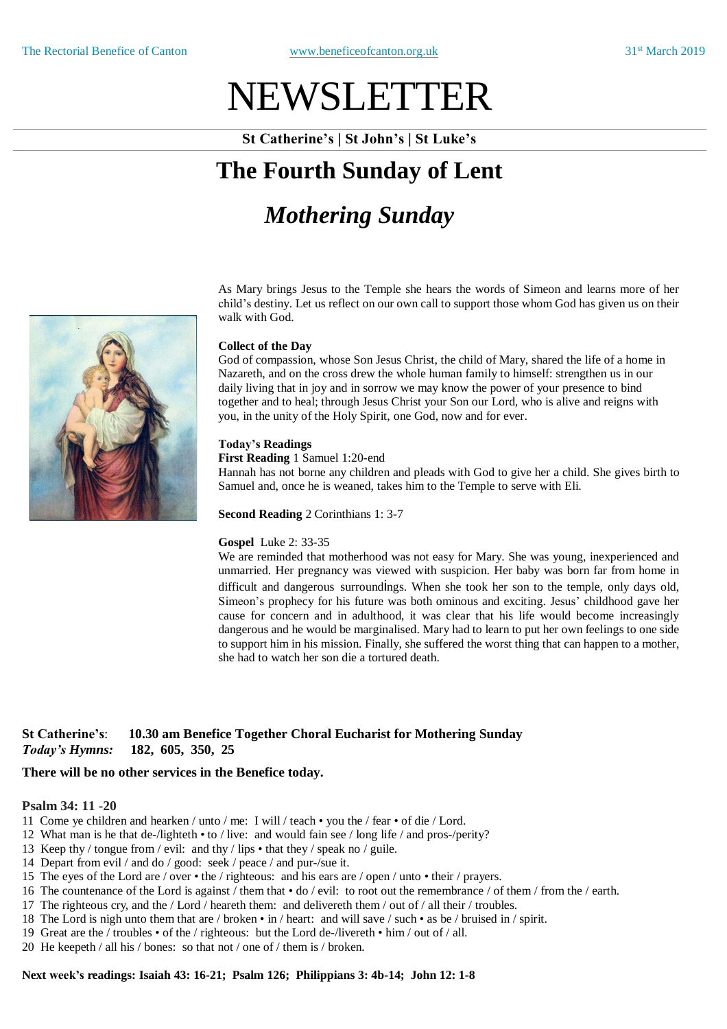# NEWSLETTER

**St Catherine's | St John's | St Luke's**

## The Fourth Sunday of Lent

## *Mothering Sunday*

As Mary brings Jesus to the Temple she hears the words of Simeon and learns more of her child's destiny. Let us reflect on our own call to support those whom God has given us on their walk with God.

**Collect of the Day**
God of compassion, whose Son Jesus Christ, the child of Mary, shared the life of a home in Nazareth, and on the cross drew the whole human family to himself: strengthen us in our daily living that in joy and in sorrow we may know the power of your presence to bind together and to heal; through Jesus Christ your Son our Lord, who is alive and reigns with you, in the unity of the Holy Spirit, one God, now and for ever.

**Today's Readings**
**First Reading** 1 Samuel 1:20-end
Hannah has not borne any children and pleads with God to give her a child. She gives birth to Samuel and, once he is weaned, takes him to the Temple to serve with Eli.

**Second Reading** 2 Corinthians 1: 3-7

**Gospel** Luke 2: 33-35
We are reminded that motherhood was not easy for Mary. She was young, inexperienced and unmarried. Her pregnancy was viewed with suspicion. Her baby was born far from home in difficult and dangerous surroundings. When she took her son to the temple, only days old, Simeon's prophecy for his future was both ominous and exciting. Jesus' childhood gave her cause for concern and in adulthood, it was clear that his life would become increasingly dangerous and he would be marginalised. Mary had to learn to put her own feelings to one side to support him in his mission. Finally, she suffered the worst thing that can happen to a mother, she had to watch her son die a tortured death.

**St Catherine's**: **10.30 am Benefice Together Choral Eucharist for Mothering Sunday**
***Today's Hymns:*** **182, 605, 350, 25**

**There will be no other services in the Benefice today.**

**Psalm 34: 11 -20**

11 Come ye children and hearken / unto / me: I will / teach • you the / fear • of die / Lord.
12 What man is he that de-/lighteth • to / live: and would fain see / long life / and pros-/perity?
13 Keep thy / tongue from / evil: and thy / lips • that they / speak no / guile.
14 Depart from evil / and do / good: seek / peace / and pur-/sue it.
15 The eyes of the Lord are / over • the / righteous: and his ears are / open / unto • their / prayers.
16 The countenance of the Lord is against / them that • do / evil: to root out the remembrance / of them / from the / earth.
17 The righteous cry, and the / Lord / heareth them: and delivereth them / out of / all their / troubles.
18 The Lord is nigh unto them that are / broken • in / heart: and will save / such • as be / bruised in / spirit.
19 Great are the / troubles • of the / righteous: but the Lord de-/livereth • him / out of / all.
20 He keepeth / all his / bones: so that not / one of / them is / broken.

**Next week's readings: Isaiah 43: 16-21; Psalm 126; Philippians 3: 4b-14; John 12: 1-8**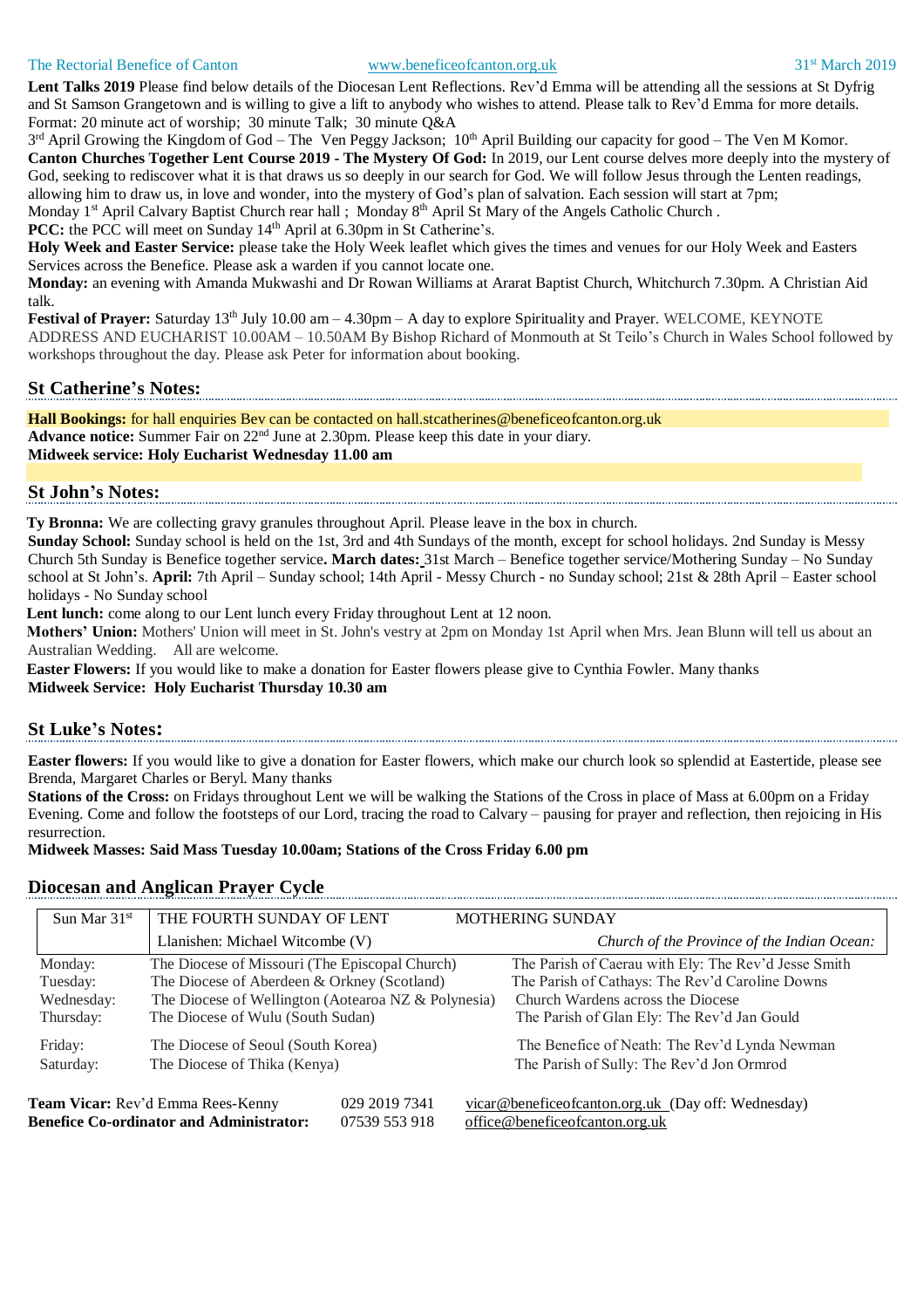**Lent Talks 2019** Please find below details of the Diocesan Lent Reflections. Rev'd Emma will be attending all the sessions at St Dyfrig and St Samson Grangetown and is willing to give a lift to anybody who wishes to attend. Please talk to Rev'd Emma for more details. Format: 20 minute act of worship; 30 minute Talk; 30 minute Q&A

3rd April Growing the Kingdom of God – The Ven Peggy Jackson; 10th April Building our capacity for good – The Ven M Komor.

**Canton Churches Together Lent Course 2019 - The Mystery Of God:** In 2019, our Lent course delves more deeply into the mystery of God, seeking to rediscover what it is that draws us so deeply in our search for God. We will follow Jesus through the Lenten readings, allowing him to draw us, in love and wonder, into the mystery of God's plan of salvation. Each session will start at 7pm; Monday 1st April Calvary Baptist Church rear hall ; Monday 8th April St Mary of the Angels Catholic Church .

**PCC:** the PCC will meet on Sunday 14th April at 6.30pm in St Catherine's.

**Holy Week and Easter Service:** please take the Holy Week leaflet which gives the times and venues for our Holy Week and Easters Services across the Benefice. Please ask a warden if you cannot locate one.

**Monday:** an evening with Amanda Mukwashi and Dr Rowan Williams at Ararat Baptist Church, Whitchurch 7.30pm. A Christian Aid talk.

**Festival of Prayer:** Saturday 13th July 10.00 am – 4.30pm – A day to explore Spirituality and Prayer. WELCOME, KEYNOTE ADDRESS AND EUCHARIST 10.00AM – 10.50AM By Bishop Richard of Monmouth at St Teilo's Church in Wales School followed by workshops throughout the day. Please ask Peter for information about booking.

## St Catherine's Notes:

**Hall Bookings:** for hall enquiries Bev can be contacted on hall.stcatherines@beneficeofcanton.org.uk

**Advance notice:** Summer Fair on 22nd June at 2.30pm. Please keep this date in your diary.

**Midweek service: Holy Eucharist Wednesday 11.00 am**

## St John's Notes:

**Ty Bronna:** We are collecting gravy granules throughout April. Please leave in the box in church.

**Sunday School:** Sunday school is held on the 1st, 3rd and 4th Sundays of the month, except for school holidays. 2nd Sunday is Messy Church 5th Sunday is Benefice together service**. March dates:** 31st March – Benefice together service/Mothering Sunday – No Sunday school at St John's. **April:** 7th April – Sunday school; 14th April - Messy Church - no Sunday school; 21st & 28th April – Easter school holidays - No Sunday school

**Lent lunch:** come along to our Lent lunch every Friday throughout Lent at 12 noon.

**Mothers' Union:** Mothers' Union will meet in St. John's vestry at 2pm on Monday 1st April when Mrs. Jean Blunn will tell us about an Australian Wedding. All are welcome.

**Easter Flowers:** If you would like to make a donation for Easter flowers please give to Cynthia Fowler. Many thanks

**Midweek Service: Holy Eucharist Thursday 10.30 am**

## St Luke's Notes:

**Easter flowers:** If you would like to give a donation for Easter flowers, which make our church look so splendid at Eastertide, please see Brenda, Margaret Charles or Beryl. Many thanks

**Stations of the Cross:** on Fridays throughout Lent we will be walking the Stations of the Cross in place of Mass at 6.00pm on a Friday Evening. Come and follow the footsteps of our Lord, tracing the road to Calvary – pausing for prayer and reflection, then rejoicing in His resurrection.

**Midweek Masses: Said Mass Tuesday 10.00am; Stations of the Cross Friday 6.00 pm**

## Diocesan and Anglican Prayer Cycle

| | | |
|---|---|---|
| Sun Mar 31st | THE FOURTH SUNDAY OF LENT | MOTHERING SUNDAY |
| | Llanishen: Michael Witcombe (V) | *Church of the Province of the Indian Ocean:* |
| Monday: | The Diocese of Missouri (The Episcopal Church) | The Parish of Caerau with Ely: The Rev'd Jesse Smith |
| Tuesday: | The Diocese of Aberdeen & Orkney (Scotland) | The Parish of Cathays: The Rev'd Caroline Downs |
| Wednesday: | The Diocese of Wellington (Aotearoa NZ & Polynesia) | Church Wardens across the Diocese |
| Thursday: | The Diocese of Wulu (South Sudan) | The Parish of Glan Ely: The Rev'd Jan Gould |
| Friday: | The Diocese of Seoul (South Korea) | The Benefice of Neath: The Rev'd Lynda Newman |
| Saturday: | The Diocese of Thika (Kenya) | The Parish of Sully: The Rev'd Jon Ormrod |

**Team Vicar:** Rev'd Emma Rees-Kenny 029 2019 7341 vicar@beneficeofcanton.org.uk (Day off: Wednesday)

**Benefice Co-ordinator and Administrator:** 07539 553 918 office@beneficeofcanton.org.uk